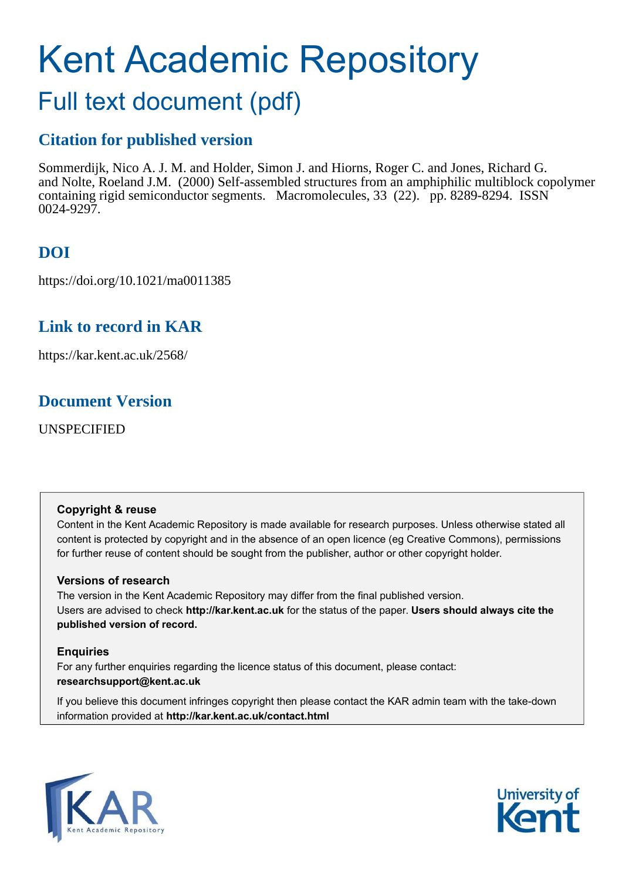# Kent Academic Repository

## Full text document (pdf)

### Citation for published version

Sommerdijk, Nico A. J. M. and Holder, Simon J. and Hiorns, Roger C. and Jones, Richard G. and Nolte, Roeland J.M. (2000) Self-assembled structures from an amphiphilic multiblock copolymer containing rigid semiconductor segments. Macromolecules, 33 (22). pp. 8289-8294. ISSN 0024-9297.

### DOI

https://doi.org/10.1021/ma0011385

### Link to record in KAR

https://kar.kent.ac.uk/2568/

### Document Version

UNSPECIFIED

**Copyright & reuse**

Content in the Kent Academic Repository is made available for research purposes. Unless otherwise stated all content is protected by copyright and in the absence of an open licence (eg Creative Commons), permissions for further reuse of content should be sought from the publisher, author or other copyright holder.

**Versions of research**

The version in the Kent Academic Repository may differ from the final published version. Users are advised to check **http://kar.kent.ac.uk** for the status of the paper. **Users should always cite the published version of record.**

**Enquiries**

For any further enquiries regarding the licence status of this document, please contact: **researchsupport@kent.ac.uk**

If you believe this document infringes copyright then please contact the KAR admin team with the take-down information provided at **http://kar.kent.ac.uk/contact.html**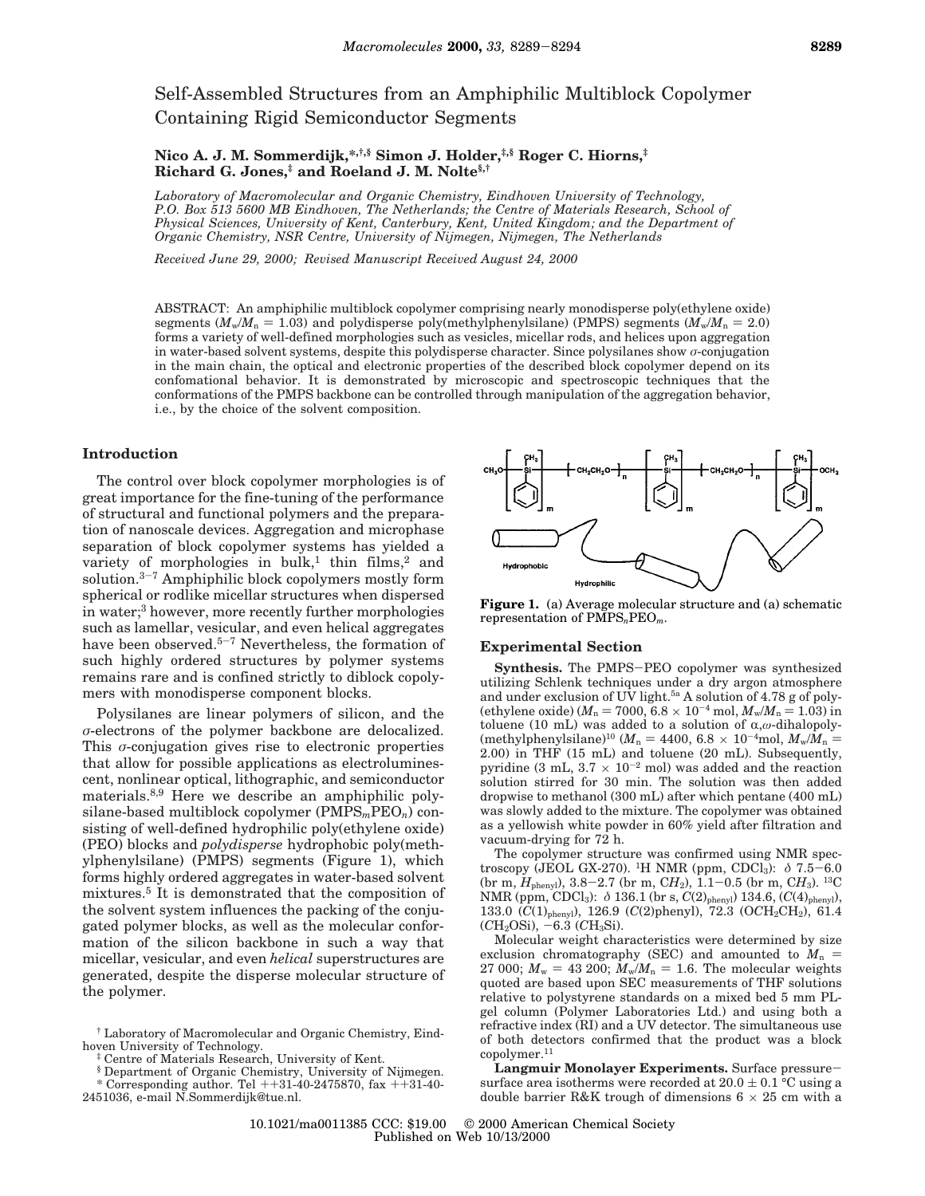# Self-Assembled Structures from an Amphiphilic Multiblock Copolymer Containing Rigid Semiconductor Segments

**Nico A. J. M. Sommerdijk,*[,†,§] Simon J. Holder,[‡,§] Roger C. Hiorns,[‡] Richard G. Jones,[‡] and Roeland J. M. Nolte[§,†]**

*Laboratory of Macromolecular and Organic Chemistry, Eindhoven University of Technology, P.O. Box 513 5600 MB Eindhoven, The Netherlands; the Centre of Materials Research, School of Physical Sciences, University of Kent, Canterbury, Kent, United Kingdom; and the Department of Organic Chemistry, NSR Centre, University of Nijmegen, Nijmegen, The Netherlands*

*Received June 29, 2000; Revised Manuscript Received August 24, 2000*

ABSTRACT: An amphiphilic multiblock copolymer comprising nearly monodisperse poly(ethylene oxide) segments ($M_w/M_n = 1.03$) and polydisperse poly(methylphenylsilane) (PMPS) segments ($M_w/M_n = 2.0$) forms a variety of well-defined morphologies such as vesicles, micellar rods, and helices upon aggregation in water-based solvent systems, despite this polydisperse character. Since polysilanes show σ-conjugation in the main chain, the optical and electronic properties of the described block copolymer depend on its confomational behavior. It is demonstrated by microscopic and spectroscopic techniques that the conformations of the PMPS backbone can be controlled through manipulation of the aggregation behavior, i.e., by the choice of the solvent composition.

## Introduction

The control over block copolymer morphologies is of great importance for the fine-tuning of the performance of structural and functional polymers and the preparation of nanoscale devices. Aggregation and microphase separation of block copolymer systems has yielded a variety of morphologies in bulk,[1] thin films,[2] and solution.[3-7] Amphiphilic block copolymers mostly form spherical or rodlike micellar structures when dispersed in water;[3] however, more recently further morphologies such as lamellar, vesicular, and even helical aggregates have been observed.[5-7] Nevertheless, the formation of such highly ordered structures by polymer systems remains rare and is confined strictly to diblock copolymers with monodisperse component blocks.

Polysilanes are linear polymers of silicon, and the σ-electrons of the polymer backbone are delocalized. This σ-conjugation gives rise to electronic properties that allow for possible applications as electroluminescent, nonlinear optical, lithographic, and semiconductor materials.[8,9] Here we describe an amphiphilic polysilane-based multiblock copolymer ($PMPS_mPEO_n$) consisting of well-defined hydrophilic poly(ethylene oxide) (PEO) blocks and *polydisperse* hydrophobic poly(methylphenylsilane) (PMPS) segments (Figure 1), which forms highly ordered aggregates in water-based solvent mixtures.[5] It is demonstrated that the composition of the solvent system influences the packing of the conjugated polymer blocks, as well as the molecular conformation of the silicon backbone in such a way that micellar, vesicular, and even *helical* superstructures are generated, despite the disperse molecular structure of the polymer.

Hydrophobic

Hydrophilic

**Figure 1.** (a) Average molecular structure and (a) schematic representation of $PMPS_nPEO_m$.

## Experimental Section

**Synthesis.** The PMPS–PEO copolymer was synthesized utilizing Schlenk techniques under a dry argon atmosphere and under exclusion of UV light.[5a] A solution of 4.78 g of poly(ethylene oxide) ($M_n = 7000$, $6.8 \times 10^{-4}$ mol, $M_w/M_n = 1.03$) in toluene (10 mL) was added to a solution of α,ω-dihalopoly(methylphenylsilane)[10] ($M_n = 4400$, $6.8 \times 10^{-4}$mol, $M_w/M_n = 2.00$) in THF (15 mL) and toluene (20 mL). Subsequently, pyridine (3 mL, $3.7 \times 10^{-2}$ mol) was added and the reaction solution stirred for 30 min. The solution was then added dropwise to methanol (300 mL) after which pentane (400 mL) was slowly added to the mixture. The copolymer was obtained as a yellowish white powder in 60% yield after filtration and vacuum-drying for 72 h.

The copolymer structure was confirmed using NMR spectroscopy (JEOL GX-270). $^1$H NMR (ppm, $CDCl_3$): δ 7.5–6.0 (br m, $H_{phenyl}$), 3.8–2.7 (br m, $CH_2$), 1.1–0.5 (br m, $CH_3$). $^{13}$C NMR (ppm, $CDCl_3$): δ 136.1 (br s, $C(2)_{phenyl}$) 134.6, ($C(4)_{phenyl}$), 133.0 ($C(1)_{phenyl}$), 126.9 ($C(2)$phenyl), 72.3 ($OCH_2CH_2$), 61.4 ($CH_2OSi$), −6.3 ($CH_3Si$).

Molecular weight characteristics were determined by size exclusion chromatography (SEC) and amounted to $M_n = 27\,000$; $M_w = 43\,200$; $M_w/M_n = 1.6$. The molecular weights quoted are based upon SEC measurements of THF solutions relative to polystyrene standards on a mixed bed 5 mm PL-gel column (Polymer Laboratories Ltd.) and using both a refractive index (RI) and a UV detector. The simultaneous use of both detectors confirmed that the product was a block copolymer.[11]

**Langmuir Monolayer Experiments.** Surface pressure–surface area isotherms were recorded at 20.0 ± 0.1 °C using a double barrier R&K trough of dimensions 6 × 25 cm with a

[†] Laboratory of Macromolecular and Organic Chemistry, Eindhoven University of Technology.
[‡] Centre of Materials Research, University of Kent.
[§] Department of Organic Chemistry, University of Nijmegen.
\* Corresponding author. Tel ++31-40-2475870, fax ++31-40-2451036, e-mail N.Sommerdijk@tue.nl.

10.1021/ma0011385 CCC: $19.00 © 2000 American Chemical Society
Published on Web 10/13/2000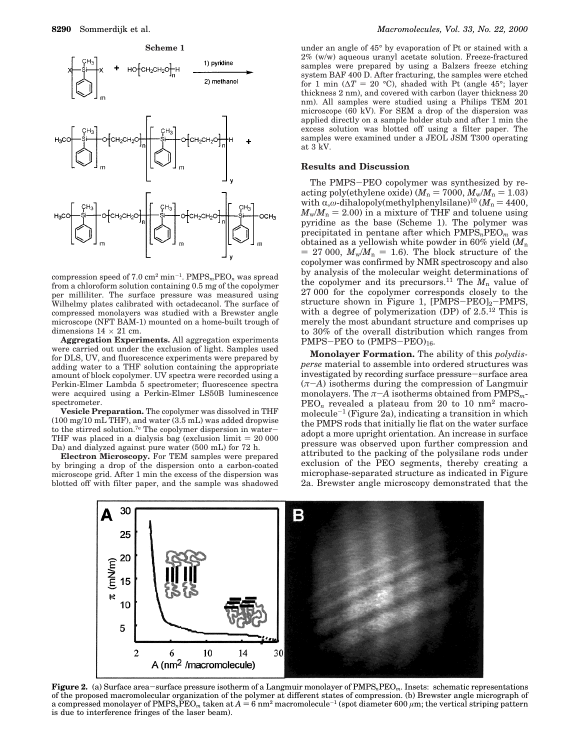**Scheme 1**

compression speed of 7.0 cm$^2$ min$^{-1}$. PMPS$_m$PEO$_n$ was spread from a chloroform solution containing 0.5 mg of the copolymer per milliliter. The surface pressure was measured using Wilhelmy plates calibrated with octadecanol. The surface of compressed monolayers was studied with a Brewster angle microscope (NFT BAM-1) mounted on a home-built trough of dimensions 14 × 21 cm.

**Aggregation Experiments.** All aggregation experiments were carried out under the exclusion of light. Samples used for DLS, UV, and fluorescence experiments were prepared by adding water to a THF solution containing the appropriate amount of block copolymer. UV spectra were recorded using a Perkin-Elmer Lambda 5 spectrometer; fluorescence spectra were acquired using a Perkin-Elmer LS50B luminescence spectrometer.

**Vesicle Preparation.** The copolymer was dissolved in THF (100 mg/10 mL THF), and water (3.5 mL) was added dropwise to the stirred solution.[7e] The copolymer dispersion in water–THF was placed in a dialysis bag (exclusion limit = 20 000 Da) and dialyzed against pure water (500 mL) for 72 h.

**Electron Microscopy.** For TEM samples were prepared by bringing a drop of the dispersion onto a carbon-coated microscope grid. After 1 min the excess of the dispersion was blotted off with filter paper, and the sample was shadowed under an angle of 45° by evaporation of Pt or stained with a 2% (w/w) aqueous uranyl acetate solution. Freeze-fractured samples were prepared by using a Balzers freeze etching system BAF 400 D. After fracturing, the samples were etched for 1 min ($\Delta T$ = 20 °C), shaded with Pt (angle 45°; layer thickness 2 nm), and covered with carbon (layer thickness 20 nm). All samples were studied using a Philips TEM 201 microscope (60 kV). For SEM a drop of the dispersion was applied directly on a sample holder stub and after 1 min the excess solution was blotted off using a filter paper. The samples were examined under a JEOL JSM T300 operating at 3 kV.

## Results and Discussion

The PMPS–PEO copolymer was synthesized by reacting poly(ethylene oxide) ($M_n$ = 7000, $M_w/M_n$ = 1.03) with α,ω-dihalopoly(methylphenylsilane)[10] ($M_n$ = 4400, $M_w/M_n$ = 2.00) in a mixture of THF and toluene using pyridine as the base (Scheme 1). The polymer was precipitated in pentane after which PMPS$_n$PEO$_m$ was obtained as a yellowish white powder in 60% yield ($M_n$ = 27 000, $M_w/M_n$ = 1.6). The block structure of the copolymer was confirmed by NMR spectroscopy and also by analysis of the molecular weight determinations of the copolymer and its precursors.[11] The $M_n$ value of 27 000 for the copolymer corresponds closely to the structure shown in Figure 1, [PMPS–PEO]$_2$–PMPS, with a degree of polymerization (DP) of 2.5.[12] This is merely the most abundant structure and comprises up to 30% of the overall distribution which ranges from PMPS–PEO to (PMPS–PEO)$_{16}$.

**Monolayer Formation.** The ability of this *polydisperse* material to assemble into ordered structures was investigated by recording surface pressure–surface area ($\pi$–$A$) isotherms during the compression of Langmuir monolayers. The $\pi$–$A$ isotherms obtained from PMPS$_m$-PEO$_n$ revealed a plateau from 20 to 10 nm$^2$ macromolecule$^{-1}$ (Figure 2a), indicating a transition in which the PMPS rods that initially lie flat on the water surface adopt a more upright orientation. An increase in surface pressure was observed upon further compression and attributed to the packing of the polysilane rods under exclusion of the PEO segments, thereby creating a microphase-separated structure as indicated in Figure 2a. Brewster angle microscopy demonstrated that the

**Figure 2.** (a) Surface area–surface pressure isotherm of a Langmuir monolayer of PMPS$_n$PEO$_m$. Insets: schematic representations of the proposed macromolecular organization of the polymer at different states of compression. (b) Brewster angle micrograph of a compressed monolayer of PMPS$_n$PEO$_m$ taken at $A$ = 6 nm$^2$ macromolecule$^{-1}$ (spot diameter 600 μm; the vertical striping pattern is due to interference fringes of the laser beam).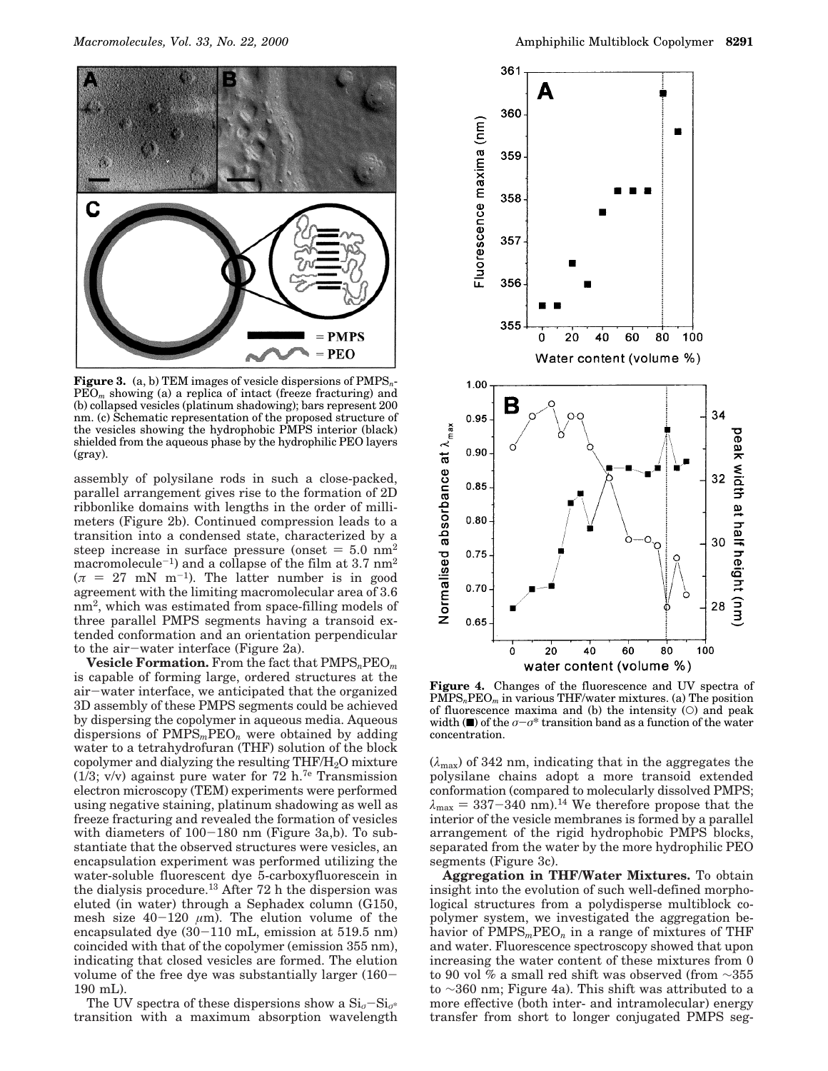**Figure 3.** (a, b) TEM images of vesicle dispersions of $PMPS_n$-$PEO_m$ showing (a) a replica of intact (freeze fracturing) and (b) collapsed vesicles (platinum shadowing); bars represent 200 nm. (c) Schematic representation of the proposed structure of the vesicles showing the hydrophobic PMPS interior (black) shielded from the aqueous phase by the hydrophilic PEO layers (gray).

assembly of polysilane rods in such a close-packed, parallel arrangement gives rise to the formation of 2D ribbonlike domains with lengths in the order of millimeters (Figure 2b). Continued compression leads to a transition into a condensed state, characterized by a steep increase in surface pressure (onset = 5.0 nm$^2$ macromolecule$^{-1}$) and a collapse of the film at 3.7 nm$^2$ ($\pi$ = 27 mN m$^{-1}$). The latter number is in good agreement with the limiting macromolecular area of 3.6 nm$^2$, which was estimated from space-filling models of three parallel PMPS segments having a transoid extended conformation and an orientation perpendicular to the air–water interface (Figure 2a).

**Vesicle Formation.** From the fact that $PMPS_nPEO_m$ is capable of forming large, ordered structures at the air–water interface, we anticipated that the organized 3D assembly of these PMPS segments could be achieved by dispersing the copolymer in aqueous media. Aqueous dispersions of $PMPS_mPEO_n$ were obtained by adding water to a tetrahydrofuran (THF) solution of the block copolymer and dialyzing the resulting THF/$H_2O$ mixture (1/3; v/v) against pure water for 72 h.[7e] Transmission electron microscopy (TEM) experiments were performed using negative staining, platinum shadowing as well as freeze fracturing and revealed the formation of vesicles with diameters of 100–180 nm (Figure 3a,b). To substantiate that the observed structures were vesicles, an encapsulation experiment was performed utilizing the water-soluble fluorescent dye 5-carboxyfluorescein in the dialysis procedure.[13] After 72 h the dispersion was eluted (in water) through a Sephadex column (G150, mesh size 40–120 $\mu$m). The elution volume of the encapsulated dye (30–110 mL, emission at 519.5 nm) coincided with that of the copolymer (emission 355 nm), indicating that closed vesicles are formed. The elution volume of the free dye was substantially larger (160–190 mL).

The UV spectra of these dispersions show a $Si_\sigma$–$Si_{\sigma^*}$ transition with a maximum absorption wavelength ($\lambda_{max}$) of 342 nm, indicating that in the aggregates the polysilane chains adopt a more transoid extended conformation (compared to molecularly dissolved PMPS; $\lambda_{max}$ = 337–340 nm).[14] We therefore propose that the interior of the vesicle membranes is formed by a parallel arrangement of the rigid hydrophobic PMPS blocks, separated from the water by the more hydrophilic PEO segments (Figure 3c).

**Figure 4.** Changes of the fluorescence and UV spectra of $PMPS_nPEO_m$ in various THF/water mixtures. (a) The position of fluorescence maxima and (b) the intensity (○) and peak width (■) of the $\sigma$–$\sigma^*$ transition band as a function of the water concentration.

**Aggregation in THF/Water Mixtures.** To obtain insight into the evolution of such well-defined morphological structures from a polydisperse multiblock copolymer system, we investigated the aggregation behavior of $PMPS_mPEO_n$ in a range of mixtures of THF and water. Fluorescence spectroscopy showed that upon increasing the water content of these mixtures from 0 to 90 vol % a small red shift was observed (from ~355 to ~360 nm; Figure 4a). This shift was attributed to a more effective (both inter- and intramolecular) energy transfer from short to longer conjugated PMPS seg-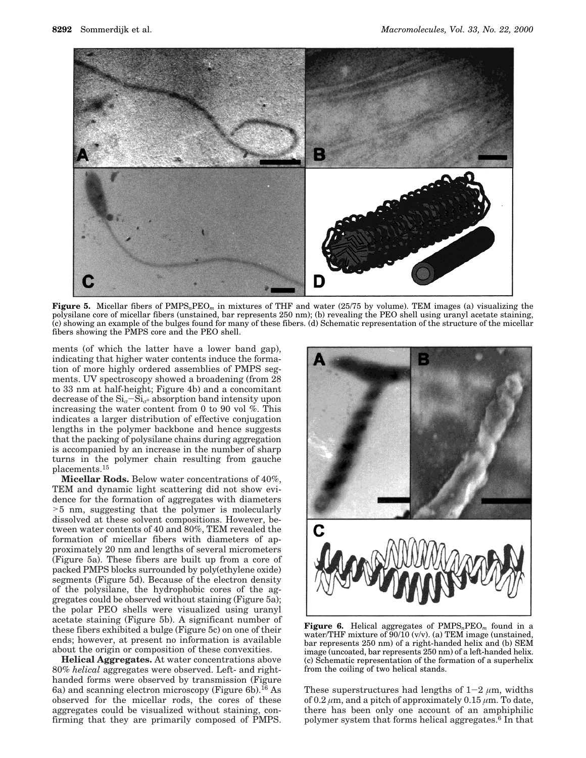**Figure 5.** Micellar fibers of $PMPS_nPEO_m$ in mixtures of THF and water (25/75 by volume). TEM images (a) visualizing the polysilane core of micellar fibers (unstained, bar represents 250 nm); (b) revealing the PEO shell using uranyl acetate staining, (c) showing an example of the bulges found for many of these fibers. (d) Schematic representation of the structure of the micellar fibers showing the PMPS core and the PEO shell.

ments (of which the latter have a lower band gap), indicating that higher water contents induce the formation of more highly ordered assemblies of PMPS segments. UV spectroscopy showed a broadening (from 28 to 33 nm at half-height; Figure 4b) and a concomitant decrease of the $Si_{\sigma}-Si_{\sigma^*}$ absorption band intensity upon increasing the water content from 0 to 90 vol %. This indicates a larger distribution of effective conjugation lengths in the polymer backbone and hence suggests that the packing of polysilane chains during aggregation is accompanied by an increase in the number of sharp turns in the polymer chain resulting from gauche placements.[15]

**Micellar Rods.** Below water concentrations of 40%, TEM and dynamic light scattering did not show evidence for the formation of aggregates with diameters >5 nm, suggesting that the polymer is molecularly dissolved at these solvent compositions. However, between water contents of 40 and 80%, TEM revealed the formation of micellar fibers with diameters of approximately 20 nm and lengths of several micrometers (Figure 5a). These fibers are built up from a core of packed PMPS blocks surrounded by poly(ethylene oxide) segments (Figure 5d). Because of the electron density of the polysilane, the hydrophobic cores of the aggregates could be observed without staining (Figure 5a); the polar PEO shells were visualized using uranyl acetate staining (Figure 5b). A significant number of these fibers exhibited a bulge (Figure 5c) on one of their ends; however, at present no information is available about the origin or composition of these convexities.

**Helical Aggregates.** At water concentrations above 80% *helical* aggregates were observed. Left- and right-handed forms were observed by transmission (Figure 6a) and scanning electron microscopy (Figure 6b).[16] As observed for the micellar rods, the cores of these aggregates could be visualized without staining, confirming that they are primarily composed of PMPS.

**Figure 6.** Helical aggregates of $PMPS_nPEO_m$ found in a water/THF mixture of 90/10 (v/v). (a) TEM image (unstained, bar represents 250 nm) of a right-handed helix and (b) SEM image (uncoated, bar represents 250 nm) of a left-handed helix. (c) Schematic representation of the formation of a superhelix from the coiling of two helical stands.

These superstructures had lengths of 1−2 $\mu$m, widths of 0.2 $\mu$m, and a pitch of approximately 0.15 $\mu$m. To date, there has been only one account of an amphiphilic polymer system that forms helical aggregates.[6] In that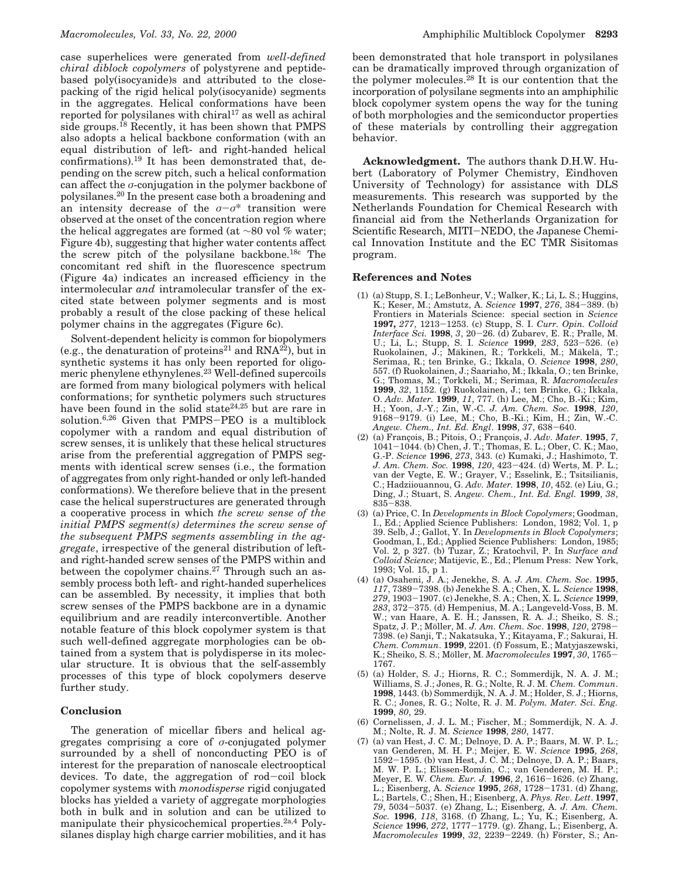case superhelices were generated from *well-defined chiral diblock copolymers* of polystyrene and peptide-based poly(isocyanide)s and attributed to the close-packing of the rigid helical poly(isocyanide) segments in the aggregates. Helical conformations have been reported for polysilanes with chiral[17] as well as achiral side groups.[18] Recently, it has been shown that PMPS also adopts a helical backbone conformation (with an equal distribution of left- and right-handed helical confirmations).[19] It has been demonstrated that, depending on the screw pitch, such a helical conformation can affect the $\sigma$-conjugation in the polymer backbone of polysilanes.[20] In the present case both a broadening and an intensity decrease of the $\sigma-\sigma^*$ transition were observed at the onset of the concentration region where the helical aggregates are formed (at ~80 vol % water; Figure 4b), suggesting that higher water contents affect the screw pitch of the polysilane backbone.[18c] The concomitant red shift in the fluorescence spectrum (Figure 4a) indicates an increased efficiency in the intermolecular *and* intramolecular transfer of the excited state between polymer segments and is most probably a result of the close packing of these helical polymer chains in the aggregates (Figure 6c).

Solvent-dependent helicity is common for biopolymers (e.g., the denaturation of proteins[21] and RNA[22]), but in synthetic systems it has only been reported for oligomeric phenylene ethynylenes.[23] Well-defined supercoils are formed from many biological polymers with helical conformations; for synthetic polymers such structures have been found in the solid state[24,25] but are rare in solution.[6,26] Given that PMPS–PEO is a multiblock copolymer with a random and equal distribution of screw senses, it is unlikely that these helical structures arise from the preferential aggregation of PMPS segments with identical screw senses (i.e., the formation of aggregates from only right-handed or only left-handed conformations). We therefore believe that in the present case the helical superstructures are generated through a cooperative process in which *the screw sense of the initial PMPS segment(s) determines the screw sense of the subsequent PMPS segments assembling in the aggregate*, irrespective of the general distribution of left- and right-handed screw senses of the PMPS within and between the copolymer chains.[27] Through such an assembly process both left- and right-handed superhelices can be assembled. By necessity, it implies that both screw senses of the PMPS backbone are in a dynamic equilibrium and are readily interconvertible. Another notable feature of this block copolymer system is that such well-defined aggregate morphologies can be obtained from a system that is polydisperse in its molecular structure. It is obvious that the self-assembly processes of this type of block copolymers deserve further study.

## Conclusion

The generation of micellar fibers and helical aggregates comprising a core of $\sigma$-conjugated polymer surrounded by a shell of nonconducting PEO is of interest for the preparation of nanoscale electrooptical devices. To date, the aggregation of rod–coil block copolymer systems with *monodisperse* rigid conjugated blocks has yielded a variety of aggregate morphologies both in bulk and in solution and can be utilized to manipulate their physicochemical properties.[2a,4] Polysilanes display high charge carrier mobilities, and it has been demonstrated that hole transport in polysilanes can be dramatically improved through organization of the polymer molecules.[28] It is our contention that the incorporation of polysilane segments into an amphiphilic block copolymer system opens the way for the tuning of both morphologies and the semiconductor properties of these materials by controlling their aggregation behavior.

**Acknowledgment.** The authors thank D.H.W. Hubert (Laboratory of Polymer Chemistry, Eindhoven University of Technology) for assistance with DLS measurements. This research was supported by the Netherlands Foundation for Chemical Research with financial aid from the Netherlands Organization for Scientific Research, MITI–NEDO, the Japanese Chemical Innovation Institute and the EC TMR Sisitomas program.

## References and Notes

(1) (a) Stupp, S. I.; LeBonheur, V.; Walker, K.; Li, L. S.; Huggins, K.; Keser, M.; Amstutz, A. *Science* **1997**, *276*, 384–389. (b) Frontiers in Materials Science: special section in *Science* **1997,** *277*, 1213–1253. (c) Stupp, S. I. *Curr. Opin. Colloid Interface Sci.* **1998**, *3*, 20–26. (d) Zubarev, E. R.; Pralle, M. U.; Li, L.; Stupp, S. I. *Science* **1999**, *283*, 523–526. (e) Ruokolainen, J.; Mäkinen, R.; Torkkeli, M.; Mäkelä, T.; Serimaa, R.; ten Brinke, G.; Ikkala, O. *Science* **1998**, *280*, 557. (f) Ruokolainen, J.; Saariaho, M.; Ikkala, O.; ten Brinke, G.; Thomas, M.; Torkkeli, M.; Serimaa, R. *Macromolecules* **1999**, *32*, 1152. (g) Ruokolainen, J.; ten Brinke, G.; Ikkala, O. *Adv. Mater.* **1999**, *11*, 777. (h) Lee, M.; Cho, B.-Ki.; Kim, H.; Yoon, J.-Y.; Zin, W.-C. *J. Am. Chem. Soc.* **1998**, *120*, 9168–9179. (i) Lee, M.; Cho, B.-Ki.; Kim, H.; Zin, W.-C. *Angew. Chem., Int. Ed. Engl*. **1998**, *37*, 638–640.

(2) (a) François, B.; Pitois, O.; François, J. *Adv. Mater*. **1995**, *7*, 1041–1044. (b) Chen, J. T.; Thomas, E. L.; Ober, C. K.; Mao, G.-P. *Science* **1996**, *273*, 343. (c) Kumaki, J.; Hashimoto, T. *J. Am. Chem. Soc.* **1998**, *120*, 423–424. (d) Werts, M. P. L.; van der Vegte, E. W.; Grayer, V.; Esselink, E.; Tsitsilianis, C.; Hadziioannou, G. *Adv. Mater.* **1998**, *10*, 452. (e) Liu, G.; Ding, J.; Stuart, S. *Angew. Chem., Int. Ed. Engl.* **1999**, *38*, 835–838.

(3) (a) Price, C. In *Developments in Block Copolymers*; Goodman, I., Ed.; Applied Science Publishers: London, 1982; Vol. 1, p 39. Selb, J.; Gallot, Y. In *Developments in Block Copolymers*; Goodman, I., Ed.; Applied Science Publishers: London, 1985; Vol. 2, p 327. (b) Tuzar, Z.; Kratochvil, P. In *Surface and Colloid Science*; Matijevic, E., Ed.; Plenum Press: New York, 1993; Vol. 15, p 1.

(4) (a) Osaheni, J. A.; Jenekhe, S. A. *J. Am. Chem. Soc*. **1995**, *117*, 7389–7398. (b) Jenekhe S. A.; Chen, X. L. *Science* **1998**, *279*, 1903–1907. (c) Jenekhe, S. A.; Chen, X. L. *Science* **1999**, *283*, 372–375. (d) Hempenius, M. A.; Langeveld-Voss, B. M. W.; van Haare, A. E. H.; Janssen, R. A. J.; Sheiko, S. S.; Spatz, J. P.; Möller, M. *J. Am. Chem. Soc*. **1998**, *120*, 2798–7398. (e) Sanji, T.; Nakatsuka, Y.; Kitayama, F.; Sakurai, H. *Chem. Commun*. **1999**, 2201. (f) Fossum, E.; Matyjaszewski, K.; Sheiko, S. S.; Möller, M. *Macromolecules* **1997**, *30*, 1765–1767.

(5) (a) Holder, S. J.; Hiorns, R. C.; Sommerdijk, N. A. J. M.; Williams, S. J.; Jones, R. G.; Nolte, R. J. M. *Chem. Commun*. **1998**, 1443. (b) Sommerdijk, N. A. J. M.; Holder, S. J.; Hiorns, R. C.; Jones, R. G.; Nolte, R. J. M. *Polym. Mater. Sci. Eng.* **1999**, *80*, 29.

(6) Cornelissen, J. J. L. M.; Fischer, M.; Sommerdijk, N. A. J. M.; Nolte, R. J. M. *Science* **1998**, *280*, 1477.

(7) (a) van Hest, J. C. M.; Delnoye, D. A. P.; Baars, M. W. P. L.; van Genderen, M. H. P.; Meijer, E. W. *Science* **1995**, *268*, 1592–1595. (b) van Hest, J. C. M.; Delnoye, D. A. P.; Baars, M. W. P. L.; Elissen-Román, C.; van Genderen, M. H. P.; Meyer, E. W. *Chem. Eur. J.* **1996**, *2*, 1616–1626. (c) Zhang, L.; Eisenberg, A. *Science* **1995**, *268*, 1728–1731. (d) Zhang, L.; Bartels, C.; Shen, H.; Eisenberg, A. *Phys. Rev. Lett*. **1997**, *79*, 5034–5037. (e) Zhang, L.; Eisenberg, A. *J. Am. Chem. Soc.* **1996**, *118*, 3168. (f) Zhang, L.; Yu, K.; Eisenberg, A. *Science* **1996**, *272*, 1777–1779. (g). Zhang, L.; Eisenberg, A. *Macromolecules* **1999**, *32*, 2239–2249. (h) Förster, S.; An-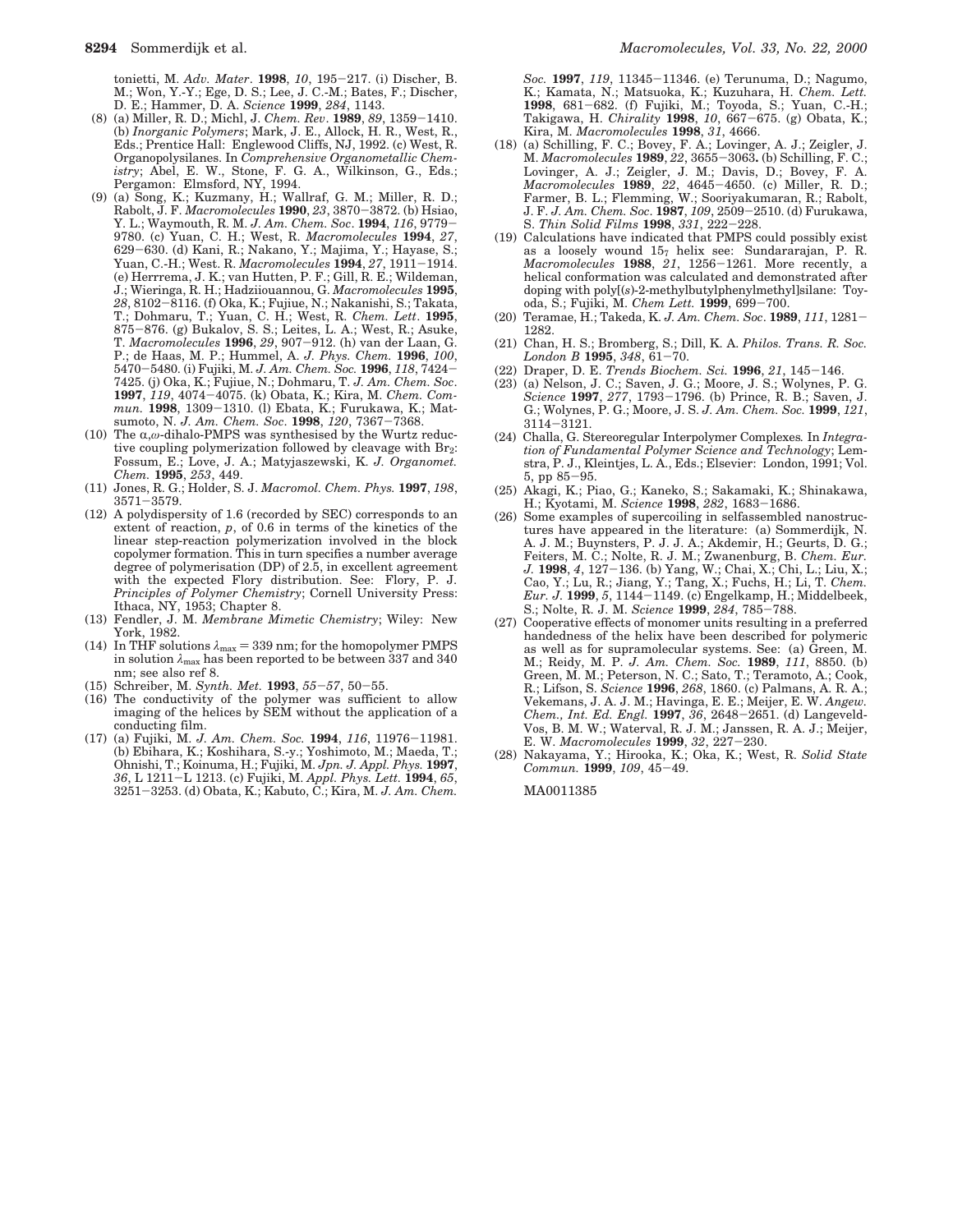tonietti, M. *Adv. Mater*. **1998**, *10*, 195–217. (i) Discher, B. M.; Won, Y.-Y.; Ege, D. S.; Lee, J. C.-M.; Bates, F.; Discher, D. E.; Hammer, D. A. *Science* **1999**, *284*, 1143.

(8) (a) Miller, R. D.; Michl, J. *Chem. Rev*. **1989**, *89*, 1359–1410. (b) *Inorganic Polymers*; Mark, J. E., Allock, H. R., West, R., Eds.; Prentice Hall: Englewood Cliffs, NJ, 1992. (c) West, R. Organopolysilanes. In *Comprehensive Organometallic Chemistry*; Abel, E. W., Stone, F. G. A., Wilkinson, G., Eds.; Pergamon: Elmsford, NY, 1994.

(9) (a) Song, K.; Kuzmany, H.; Wallraf, G. M.; Miller, R. D.; Rabolt, J. F. *Macromolecules* **1990**, *23*, 3870–3872. (b) Hsiao, Y. L.; Waymouth, R. M. *J. Am. Chem. Soc*. **1994**, *116*, 9779–9780. (c) Yuan, C. H.; West, R. *Macromolecules* **1994**, *27*, 629–630. (d) Kani, R.; Nakano, Y.; Majima, Y.; Hayase, S.; Yuan, C.-H.; West. R. *Macromolecules* **1994**, *27*, 1911–1914. (e) Herrrema, J. K.; van Hutten, P. F.; Gill, R. E.; Wildeman, J.; Wieringa, R. H.; Hadziiouannou, G. *Macromolecules* **1995**, *28*, 8102–8116. (f) Oka, K.; Fujiue, N.; Nakanishi, S.; Takata, T.; Dohmaru, T.; Yuan, C. H.; West, R. *Chem. Lett*. **1995**, 875–876. (g) Bukalov, S. S.; Leites, L. A.; West, R.; Asuke, T. *Macromolecules* **1996**, *29*, 907–912. (h) van der Laan, G. P.; de Haas, M. P.; Hummel, A. *J. Phys. Chem.* **1996**, *100*, 5470–5480. (i) Fujiki, M. *J. Am. Chem. Soc.* **1996**, *118*, 7424–7425. (j) Oka, K.; Fujiue, N.; Dohmaru, T. *J. Am. Chem. Soc*. **1997**, *119*, 4074–4075. (k) Obata, K.; Kira, M. *Chem. Commun.* **1998**, 1309–1310. (l) Ebata, K.; Furukawa, K.; Matsumoto, N. *J. Am. Chem. Soc*. **1998**, *120*, 7367–7368.

(10) The $\alpha,\omega$-dihalo-PMPS was synthesised by the Wurtz reductive coupling polymerization followed by cleavage with $Br_2$: Fossum, E.; Love, J. A.; Matyjaszewski, K. *J. Organomet. Chem.* **1995**, *253*, 449.

(11) Jones, R. G.; Holder, S. J. *Macromol. Chem. Phys.* **1997**, *198*, 3571–3579.

(12) A polydispersity of 1.6 (recorded by SEC) corresponds to an extent of reaction, $p$, of 0.6 in terms of the kinetics of the linear step-reaction polymerization involved in the block copolymer formation. This in turn specifies a number average degree of polymerisation (DP) of 2.5, in excellent agreement with the expected Flory distribution. See: Flory, P. J. *Principles of Polymer Chemistry*; Cornell University Press: Ithaca, NY, 1953; Chapter 8.

(13) Fendler, J. M. *Membrane Mimetic Chemistry*; Wiley: New York, 1982.

(14) In THF solutions $\lambda_{max}$ = 339 nm; for the homopolymer PMPS in solution $\lambda_{max}$ has been reported to be between 337 and 340 nm; see also ref 8.

(15) Schreiber, M. *Synth. Met.* **1993**, *55–57*, 50–55.

(16) The conductivity of the polymer was sufficient to allow imaging of the helices by SEM without the application of a conducting film.

(17) (a) Fujiki, M. *J. Am. Chem. Soc.* **1994**, *116*, 11976–11981. (b) Ebihara, K.; Koshihara, S.-y.; Yoshimoto, M.; Maeda, T.; Ohnishi, T.; Koinuma, H.; Fujiki, M. *Jpn. J. Appl. Phys.* **1997**, *36*, L 1211–L 1213. (c) Fujiki, M. *Appl. Phys. Lett.* **1994**, *65*, 3251–3253. (d) Obata, K.; Kabuto, C.; Kira, M. *J. Am. Chem. Soc.* **1997**, *119*, 11345–11346. (e) Terunuma, D.; Nagumo, K.; Kamata, N.; Matsuoka, K.; Kuzuhara, H. *Chem. Lett.* **1998**, 681–682. (f) Fujiki, M.; Toyoda, S.; Yuan, C.-H.; Takigawa, H. *Chirality* **1998**, *10*, 667–675. (g) Obata, K.; Kira, M. *Macromolecules* **1998**, *31*, 4666.

(18) (a) Schilling, F. C.; Bovey, F. A.; Lovinger, A. J.; Zeigler, J. M. *Macromolecules* **1989**, *22*, 3655–3063**.** (b) Schilling, F. C.; Lovinger, A. J.; Zeigler, J. M.; Davis, D.; Bovey, F. A. *Macromolecules* **1989**, *22*, 4645–4650. (c) Miller, R. D.; Farmer, B. L.; Flemming, W.; Sooriyakumaran, R.; Rabolt, J. F. *J. Am. Chem. Soc*. **1987**, *109*, 2509–2510. (d) Furukawa, S. *Thin Solid Films* **1998**, *331*, 222–228.

(19) Calculations have indicated that PMPS could possibly exist as a loosely wound $15_7$ helix see: Sundararajan, P. R. *Macromolecules* **1988**, *21*, 1256–1261. More recently, a helical conformation was calculated and demonstrated after doping with poly[(*s*)-2-methylbutylphenylmethyl]silane: Toyoda, S.; Fujiki, M. *Chem Lett.* **1999**, 699–700.

(20) Teramae, H.; Takeda, K. *J. Am. Chem. Soc*. **1989**, *111*, 1281–1282.

(21) Chan, H. S.; Bromberg, S.; Dill, K. A. *Philos. Trans. R. Soc. London B* **1995**, *348*, 61–70.

(22) Draper, D. E. *Trends Biochem. Sci.* **1996**, *21*, 145–146.

(23) (a) Nelson, J. C.; Saven, J. G.; Moore, J. S.; Wolynes, P. G. *Science* **1997**, *277*, 1793–1796. (b) Prince, R. B.; Saven, J. G.; Wolynes, P. G.; Moore, J. S. *J. Am. Chem. Soc.* **1999**, *121*, 3114–3121.

(24) Challa, G. Stereoregular Interpolymer Complexes*.* In *Integration of Fundamental Polymer Science and Technology*; Lemstra, P. J., Kleintjes, L. A., Eds.; Elsevier: London, 1991; Vol. 5, pp 85–95.

(25) Akagi, K.; Piao, G.; Kaneko, S.; Sakamaki, K.; Shinakawa, H.; Kyotami, M. *Science* **1998**, *282*, 1683–1686.

(26) Some examples of supercoiling in selfassembled nanostructures have appeared in the literature: (a) Sommerdijk, N. A. J. M.; Buynsters, P. J. J. A.; Akdemir, H.; Geurts, D. G.; Feiters, M. C.; Nolte, R. J. M.; Zwanenburg, B. *Chem. Eur. J.* **1998**, *4*, 127–136. (b) Yang, W.; Chai, X.; Chi, L.; Liu, X.; Cao, Y.; Lu, R.; Jiang, Y.; Tang, X.; Fuchs, H.; Li, T. *Chem. Eur. J.* **1999**, *5*, 1144–1149. (c) Engelkamp, H.; Middelbeek, S.; Nolte, R. J. M. *Science* **1999**, *284*, 785–788.

(27) Cooperative effects of monomer units resulting in a preferred handedness of the helix have been described for polymeric as well as for supramolecular systems. See: (a) Green, M. M.; Reidy, M. P. *J. Am. Chem. Soc.* **1989**, *111*, 8850. (b) Green, M. M.; Peterson, N. C.; Sato, T.; Teramoto, A.; Cook, R.; Lifson, S. *Science* **1996**, *268*, 1860. (c) Palmans, A. R. A.; Vekemans, J. A. J. M.; Havinga, E. E.; Meijer, E. W. *Angew. Chem., Int. Ed. Engl.* **1997**, *36*, 2648–2651. (d) Langeveld-Vos, B. M. W.; Waterval, R. J. M.; Janssen, R. A. J.; Meijer, E. W. *Macromolecules* **1999**, *32*, 227–230.

(28) Nakayama, Y.; Hirooka, K.; Oka, K.; West, R. *Solid State Commun.* **1999**, *109*, 45–49.

MA0011385